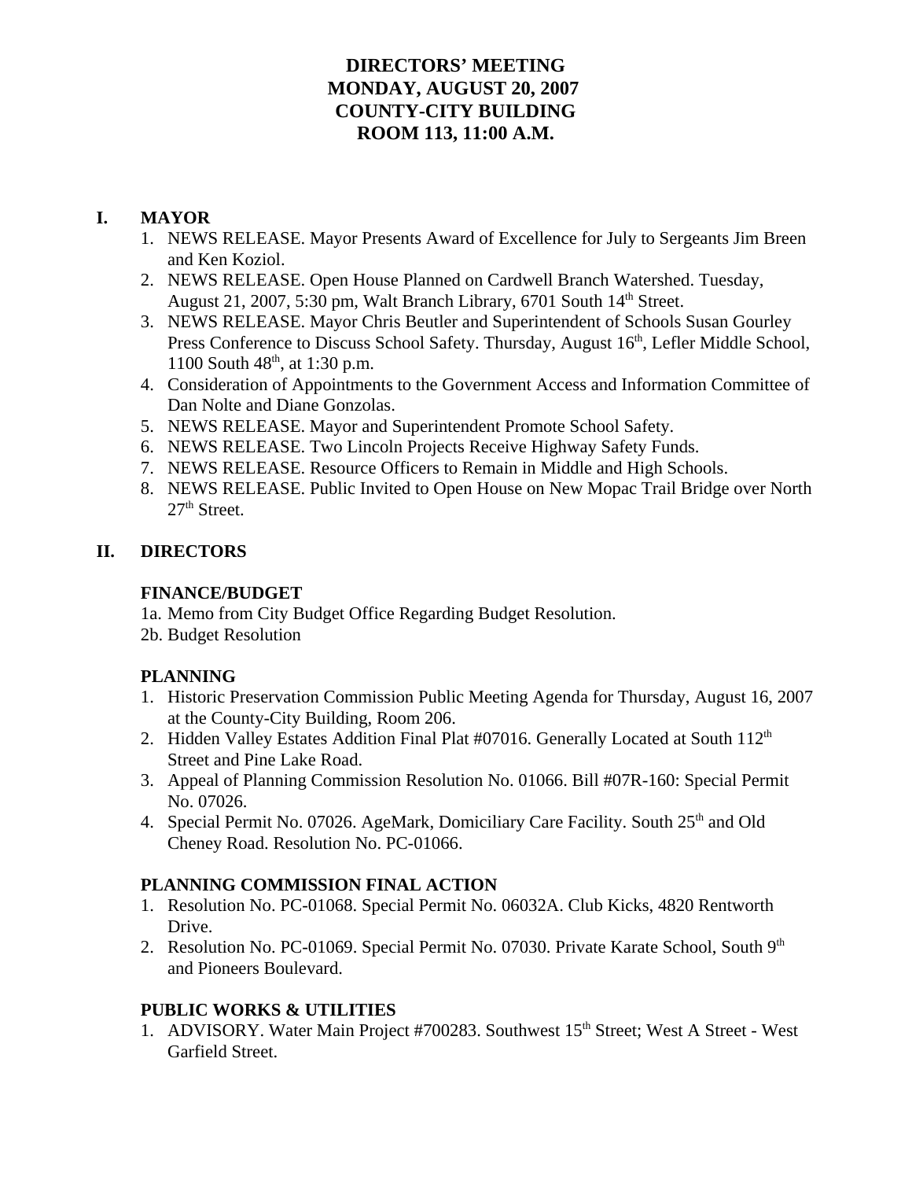# DIRECTORS' MEETING
# MONDAY, AUGUST 20, 2007
# COUNTY-CITY BUILDING
# ROOM 113, 11:00 A.M.

## I. MAYOR

1. NEWS RELEASE. Mayor Presents Award of Excellence for July to Sergeants Jim Breen and Ken Koziol.
2. NEWS RELEASE. Open House Planned on Cardwell Branch Watershed. Tuesday, August 21, 2007, 5:30 pm, Walt Branch Library, 6701 South 14th Street.
3. NEWS RELEASE. Mayor Chris Beutler and Superintendent of Schools Susan Gourley Press Conference to Discuss School Safety. Thursday, August 16th, Lefler Middle School, 1100 South 48th, at 1:30 p.m.
4. Consideration of Appointments to the Government Access and Information Committee of Dan Nolte and Diane Gonzolas.
5. NEWS RELEASE. Mayor and Superintendent Promote School Safety.
6. NEWS RELEASE. Two Lincoln Projects Receive Highway Safety Funds.
7. NEWS RELEASE. Resource Officers to Remain in Middle and High Schools.
8. NEWS RELEASE. Public Invited to Open House on New Mopac Trail Bridge over North 27th Street.

## II. DIRECTORS

### FINANCE/BUDGET

1a. Memo from City Budget Office Regarding Budget Resolution.
2b. Budget Resolution

### PLANNING

1. Historic Preservation Commission Public Meeting Agenda for Thursday, August 16, 2007 at the County-City Building, Room 206.
2. Hidden Valley Estates Addition Final Plat #07016. Generally Located at South 112th Street and Pine Lake Road.
3. Appeal of Planning Commission Resolution No. 01066. Bill #07R-160: Special Permit No. 07026.
4. Special Permit No. 07026. AgeMark, Domiciliary Care Facility. South 25th and Old Cheney Road. Resolution No. PC-01066.

### PLANNING COMMISSION FINAL ACTION

1. Resolution No. PC-01068. Special Permit No. 06032A. Club Kicks, 4820 Rentworth Drive.
2. Resolution No. PC-01069. Special Permit No. 07030. Private Karate School, South 9th and Pioneers Boulevard.

### PUBLIC WORKS & UTILITIES

1. ADVISORY. Water Main Project #700283. Southwest 15th Street; West A Street - West Garfield Street.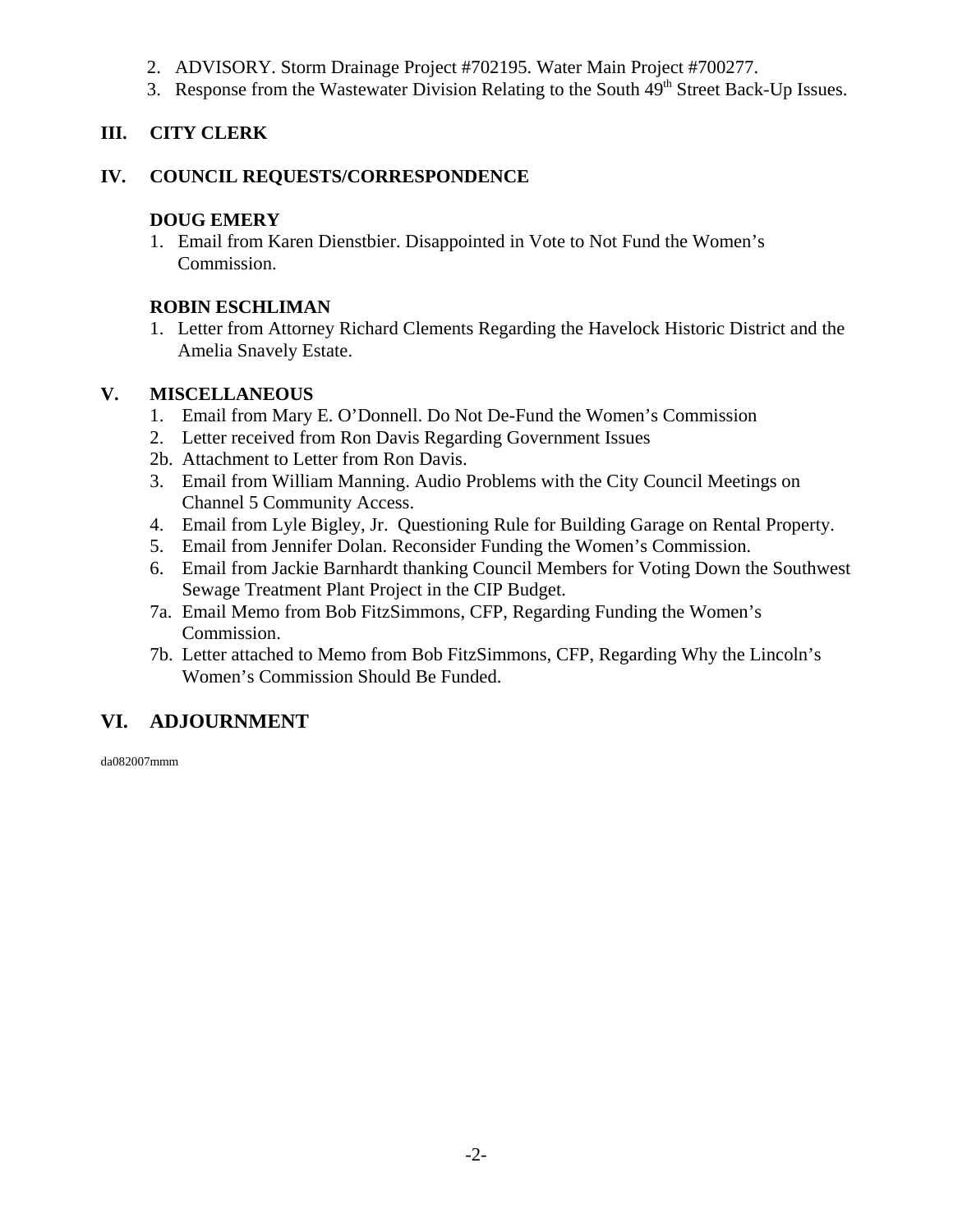2. ADVISORY. Storm Drainage Project #702195. Water Main Project #700277.
3. Response from the Wastewater Division Relating to the South 49th Street Back-Up Issues.

## III. CITY CLERK

## IV. COUNCIL REQUESTS/CORRESPONDENCE

**DOUG EMERY**

1. Email from Karen Dienstbier. Disappointed in Vote to Not Fund the Women's Commission.

**ROBIN ESCHLIMAN**

1. Letter from Attorney Richard Clements Regarding the Havelock Historic District and the Amelia Snavely Estate.

## V. MISCELLANEOUS

1. Email from Mary E. O'Donnell. Do Not De-Fund the Women's Commission
2. Letter received from Ron Davis Regarding Government Issues

2b. Attachment to Letter from Ron Davis.

3. Email from William Manning. Audio Problems with the City Council Meetings on Channel 5 Community Access.
4. Email from Lyle Bigley, Jr. Questioning Rule for Building Garage on Rental Property.
5. Email from Jennifer Dolan. Reconsider Funding the Women's Commission.
6. Email from Jackie Barnhardt thanking Council Members for Voting Down the Southwest Sewage Treatment Plant Project in the CIP Budget.

7a. Email Memo from Bob FitzSimmons, CFP, Regarding Funding the Women's Commission.

7b. Letter attached to Memo from Bob FitzSimmons, CFP, Regarding Why the Lincoln's Women's Commission Should Be Funded.

## VI. ADJOURNMENT

da082007mmm